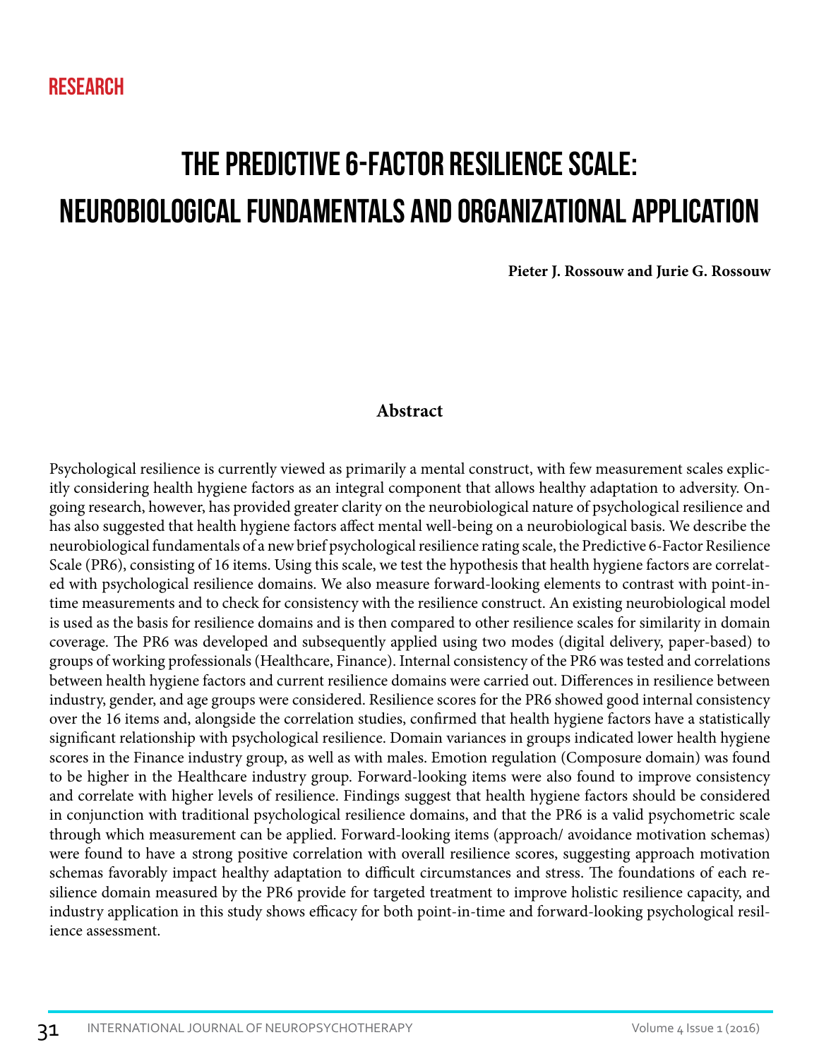RESEARCH

# The Predictive 6-Factor Resilience Scale: Neurobiological Fundamentals and Organizational Application

**Pieter J. Rossouw and Jurie G. Rossouw**

## Abstract

Psychological resilience is currently viewed as primarily a mental construct, with few measurement scales explicitly considering health hygiene factors as an integral component that allows healthy adaptation to adversity. Ongoing research, however, has provided greater clarity on the neurobiological nature of psychological resilience and has also suggested that health hygiene factors affect mental well-being on a neurobiological basis. We describe the neurobiological fundamentals of a new brief psychological resilience rating scale, the Predictive 6-Factor Resilience Scale (PR6), consisting of 16 items. Using this scale, we test the hypothesis that health hygiene factors are correlated with psychological resilience domains. We also measure forward-looking elements to contrast with point-in-time measurements and to check for consistency with the resilience construct. An existing neurobiological model is used as the basis for resilience domains and is then compared to other resilience scales for similarity in domain coverage. The PR6 was developed and subsequently applied using two modes (digital delivery, paper-based) to groups of working professionals (Healthcare, Finance). Internal consistency of the PR6 was tested and correlations between health hygiene factors and current resilience domains were carried out. Differences in resilience between industry, gender, and age groups were considered. Resilience scores for the PR6 showed good internal consistency over the 16 items and, alongside the correlation studies, confirmed that health hygiene factors have a statistically significant relationship with psychological resilience. Domain variances in groups indicated lower health hygiene scores in the Finance industry group, as well as with males. Emotion regulation (Composure domain) was found to be higher in the Healthcare industry group. Forward-looking items were also found to improve consistency and correlate with higher levels of resilience. Findings suggest that health hygiene factors should be considered in conjunction with traditional psychological resilience domains, and that the PR6 is a valid psychometric scale through which measurement can be applied. Forward-looking items (approach/ avoidance motivation schemas) were found to have a strong positive correlation with overall resilience scores, suggesting approach motivation schemas favorably impact healthy adaptation to difficult circumstances and stress. The foundations of each resilience domain measured by the PR6 provide for targeted treatment to improve holistic resilience capacity, and industry application in this study shows efficacy for both point-in-time and forward-looking psychological resilience assessment.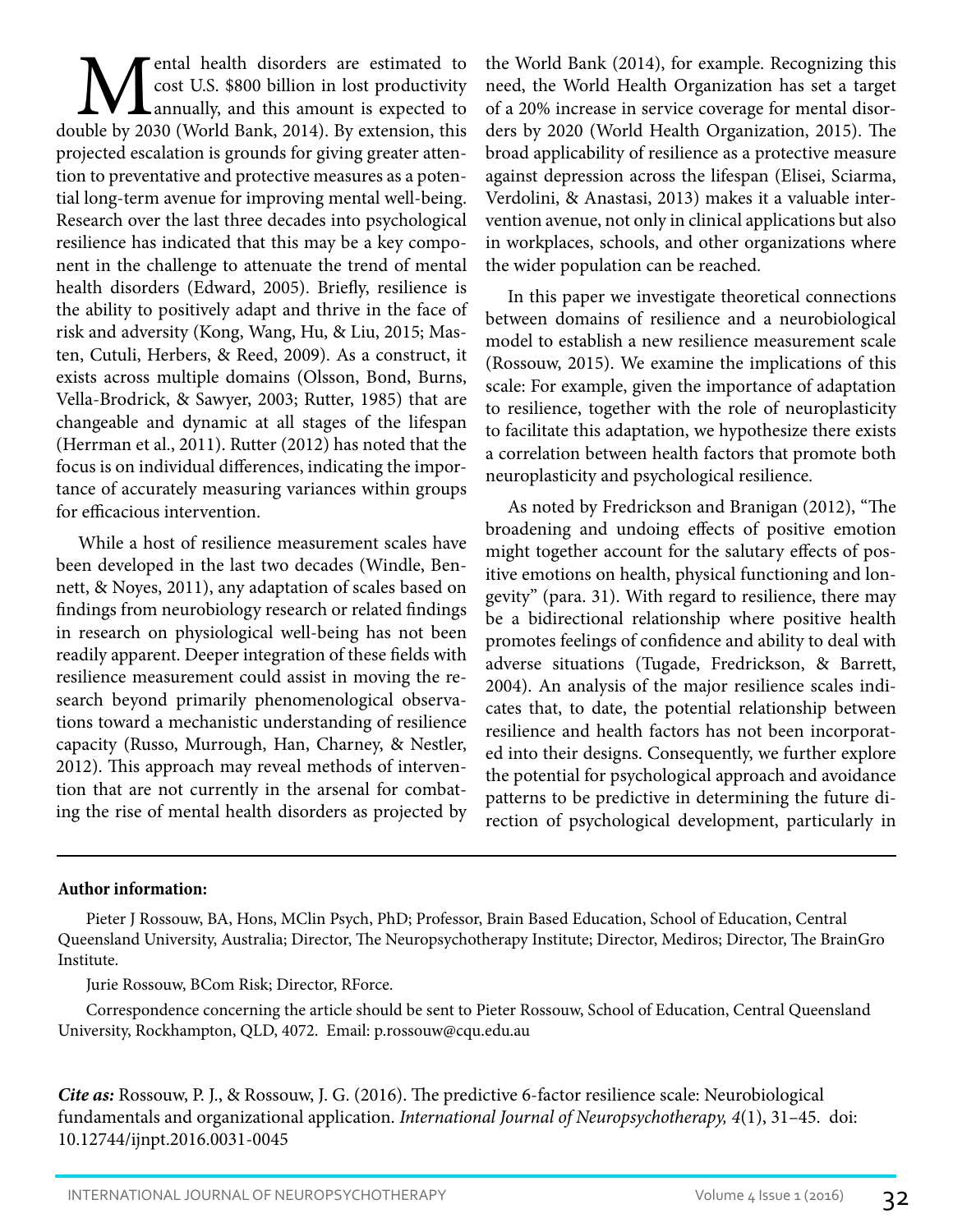Mental health disorders are estimated to cost U.S. $800 billion in lost productivity annually, and this amount is expected to double by 2030 (World Bank, 2014). By extension, this projected escalation is grounds for giving greater attention to preventative and protective measures as a potential long-term avenue for improving mental well-being. Research over the last three decades into psychological resilience has indicated that this may be a key component in the challenge to attenuate the trend of mental health disorders (Edward, 2005). Briefly, resilience is the ability to positively adapt and thrive in the face of risk and adversity (Kong, Wang, Hu, & Liu, 2015; Masten, Cutuli, Herbers, & Reed, 2009). As a construct, it exists across multiple domains (Olsson, Bond, Burns, Vella-Brodrick, & Sawyer, 2003; Rutter, 1985) that are changeable and dynamic at all stages of the lifespan (Herrman et al., 2011). Rutter (2012) has noted that the focus is on individual differences, indicating the importance of accurately measuring variances within groups for efficacious intervention.

While a host of resilience measurement scales have been developed in the last two decades (Windle, Bennett, & Noyes, 2011), any adaptation of scales based on findings from neurobiology research or related findings in research on physiological well-being has not been readily apparent. Deeper integration of these fields with resilience measurement could assist in moving the research beyond primarily phenomenological observations toward a mechanistic understanding of resilience capacity (Russo, Murrough, Han, Charney, & Nestler, 2012). This approach may reveal methods of intervention that are not currently in the arsenal for combating the rise of mental health disorders as projected by the World Bank (2014), for example. Recognizing this need, the World Health Organization has set a target of a 20% increase in service coverage for mental disorders by 2020 (World Health Organization, 2015). The broad applicability of resilience as a protective measure against depression across the lifespan (Elisei, Sciarma, Verdolini, & Anastasi, 2013) makes it a valuable intervention avenue, not only in clinical applications but also in workplaces, schools, and other organizations where the wider population can be reached.

In this paper we investigate theoretical connections between domains of resilience and a neurobiological model to establish a new resilience measurement scale (Rossouw, 2015). We examine the implications of this scale: For example, given the importance of adaptation to resilience, together with the role of neuroplasticity to facilitate this adaptation, we hypothesize there exists a correlation between health factors that promote both neuroplasticity and psychological resilience.

As noted by Fredrickson and Branigan (2012), "The broadening and undoing effects of positive emotion might together account for the salutary effects of positive emotions on health, physical functioning and longevity" (para. 31). With regard to resilience, there may be a bidirectional relationship where positive health promotes feelings of confidence and ability to deal with adverse situations (Tugade, Fredrickson, & Barrett, 2004). An analysis of the major resilience scales indicates that, to date, the potential relationship between resilience and health factors has not been incorporated into their designs. Consequently, we further explore the potential for psychological approach and avoidance patterns to be predictive in determining the future direction of psychological development, particularly in

---

**Author information:**

Pieter J Rossouw, BA, Hons, MClin Psych, PhD; Professor, Brain Based Education, School of Education, Central Queensland University, Australia; Director, The Neuropsychotherapy Institute; Director, Mediros; Director, The BrainGro Institute.

Jurie Rossouw, BCom Risk; Director, RForce.

Correspondence concerning the article should be sent to Pieter Rossouw, School of Education, Central Queensland University, Rockhampton, QLD, 4072. Email: p.rossouw@cqu.edu.au

***Cite as:*** Rossouw, P. J., & Rossouw, J. G. (2016). The predictive 6-factor resilience scale: Neurobiological fundamentals and organizational application. *International Journal of Neuropsychotherapy, 4*(1), 31–45. doi: 10.12744/ijnpt.2016.0031-0045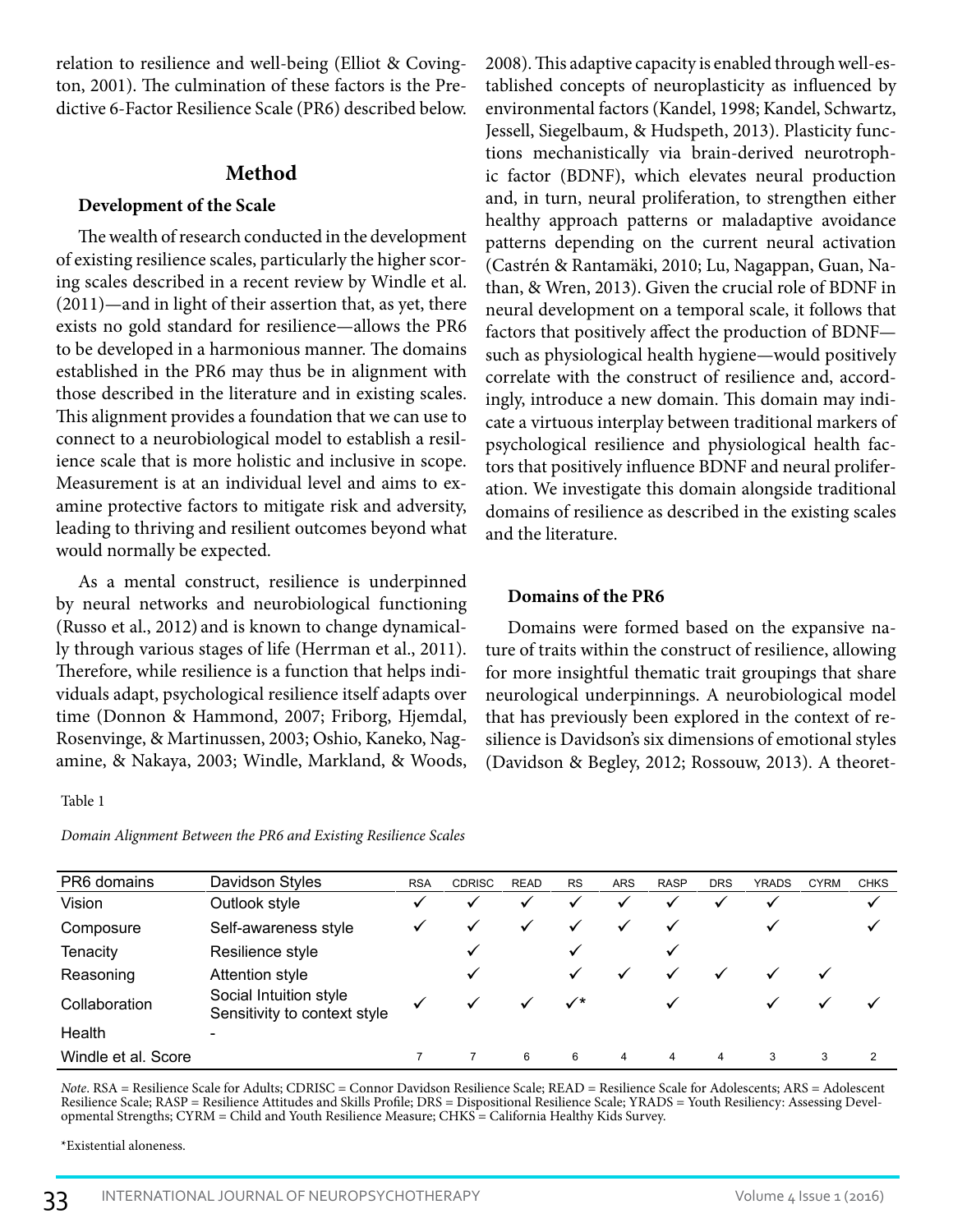relation to resilience and well-being (Elliot & Covington, 2001). The culmination of these factors is the Predictive 6-Factor Resilience Scale (PR6) described below.

## Method

### Development of the Scale

The wealth of research conducted in the development of existing resilience scales, particularly the higher scoring scales described in a recent review by Windle et al. (2011)—and in light of their assertion that, as yet, there exists no gold standard for resilience—allows the PR6 to be developed in a harmonious manner. The domains established in the PR6 may thus be in alignment with those described in the literature and in existing scales. This alignment provides a foundation that we can use to connect to a neurobiological model to establish a resilience scale that is more holistic and inclusive in scope. Measurement is at an individual level and aims to examine protective factors to mitigate risk and adversity, leading to thriving and resilient outcomes beyond what would normally be expected.

As a mental construct, resilience is underpinned by neural networks and neurobiological functioning (Russo et al., 2012) and is known to change dynamically through various stages of life (Herrman et al., 2011). Therefore, while resilience is a function that helps individuals adapt, psychological resilience itself adapts over time (Donnon & Hammond, 2007; Friborg, Hjemdal, Rosenvinge, & Martinussen, 2003; Oshio, Kaneko, Nagamine, & Nakaya, 2003; Windle, Markland, & Woods, 2008). This adaptive capacity is enabled through well-established concepts of neuroplasticity as influenced by environmental factors (Kandel, 1998; Kandel, Schwartz, Jessell, Siegelbaum, & Hudspeth, 2013). Plasticity functions mechanistically via brain-derived neurotrophic factor (BDNF), which elevates neural production and, in turn, neural proliferation, to strengthen either healthy approach patterns or maladaptive avoidance patterns depending on the current neural activation (Castrén & Rantamäki, 2010; Lu, Nagappan, Guan, Nathan, & Wren, 2013). Given the crucial role of BDNF in neural development on a temporal scale, it follows that factors that positively affect the production of BDNF—such as physiological health hygiene—would positively correlate with the construct of resilience and, accordingly, introduce a new domain. This domain may indicate a virtuous interplay between traditional markers of psychological resilience and physiological health factors that positively influence BDNF and neural proliferation. We investigate this domain alongside traditional domains of resilience as described in the existing scales and the literature.

### Domains of the PR6

Domains were formed based on the expansive nature of traits within the construct of resilience, allowing for more insightful thematic trait groupings that share neurological underpinnings. A neurobiological model that has previously been explored in the context of resilience is Davidson's six dimensions of emotional styles (Davidson & Begley, 2012; Rossouw, 2013). A theoret-

Table 1

*Domain Alignment Between the PR6 and Existing Resilience Scales*

| PR6 domains | Davidson Styles | RSA | CDRISC | READ | RS | ARS | RASP | DRS | YRADS | CYRM | CHKS |
|---|---|---|---|---|---|---|---|---|---|---|---|
| Vision | Outlook style | ✓ | ✓ | ✓ | ✓ | ✓ | ✓ | ✓ | ✓ | | ✓ |
| Composure | Self-awareness style | ✓ | ✓ | ✓ | ✓ | ✓ | ✓ | | ✓ | | ✓ |
| Tenacity | Resilience style | | ✓ | | ✓ | | ✓ | | | | |
| Reasoning | Attention style | | ✓ | | ✓ | ✓ | ✓ | ✓ | ✓ | ✓ | |
| Collaboration | Social Intuition style<br>Sensitivity to context style | ✓ | ✓ | ✓ | ✓* | | ✓ | | ✓ | ✓ | ✓ |
| Health | - | | | | | | | | | | |
| Windle et al. Score | | 7 | 7 | 6 | 6 | 4 | 4 | 4 | 3 | 3 | 2 |

*Note*. RSA = Resilience Scale for Adults; CDRISC = Connor Davidson Resilience Scale; READ = Resilience Scale for Adolescents; ARS = Adolescent Resilience Scale; RASP = Resilience Attitudes and Skills Profile; DRS = Dispositional Resilience Scale; YRADS = Youth Resiliency: Assessing Developmental Strengths; CYRM = Child and Youth Resilience Measure; CHKS = California Healthy Kids Survey.

*Existential aloneness.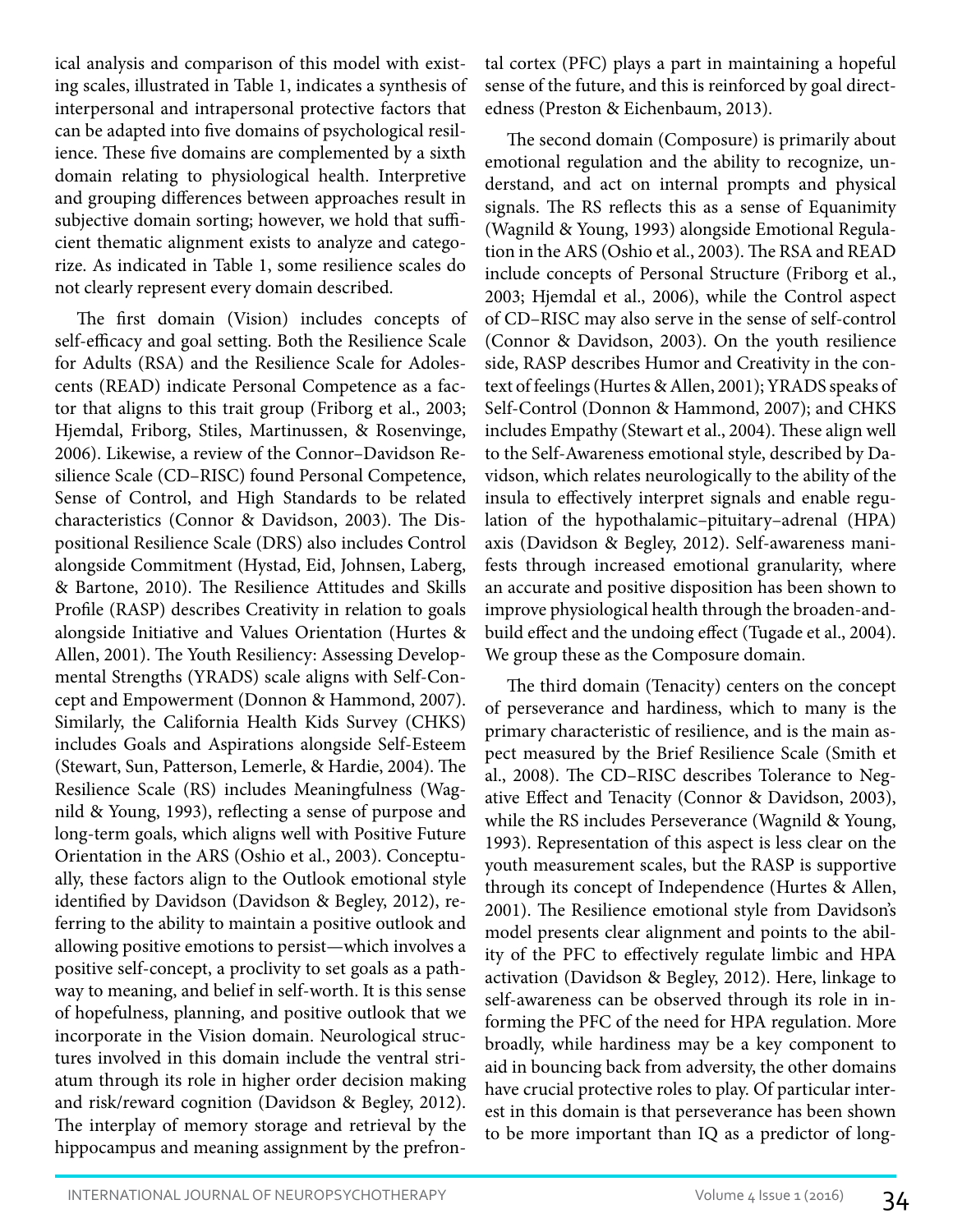ical analysis and comparison of this model with existing scales, illustrated in Table 1, indicates a synthesis of interpersonal and intrapersonal protective factors that can be adapted into five domains of psychological resilience. These five domains are complemented by a sixth domain relating to physiological health. Interpretive and grouping differences between approaches result in subjective domain sorting; however, we hold that sufficient thematic alignment exists to analyze and categorize. As indicated in Table 1, some resilience scales do not clearly represent every domain described.

The first domain (Vision) includes concepts of self-efficacy and goal setting. Both the Resilience Scale for Adults (RSA) and the Resilience Scale for Adolescents (READ) indicate Personal Competence as a factor that aligns to this trait group (Friborg et al., 2003; Hjemdal, Friborg, Stiles, Martinussen, & Rosenvinge, 2006). Likewise, a review of the Connor–Davidson Resilience Scale (CD–RISC) found Personal Competence, Sense of Control, and High Standards to be related characteristics (Connor & Davidson, 2003). The Dispositional Resilience Scale (DRS) also includes Control alongside Commitment (Hystad, Eid, Johnsen, Laberg, & Bartone, 2010). The Resilience Attitudes and Skills Profile (RASP) describes Creativity in relation to goals alongside Initiative and Values Orientation (Hurtes & Allen, 2001). The Youth Resiliency: Assessing Developmental Strengths (YRADS) scale aligns with Self-Concept and Empowerment (Donnon & Hammond, 2007). Similarly, the California Health Kids Survey (CHKS) includes Goals and Aspirations alongside Self-Esteem (Stewart, Sun, Patterson, Lemerle, & Hardie, 2004). The Resilience Scale (RS) includes Meaningfulness (Wagnild & Young, 1993), reflecting a sense of purpose and long-term goals, which aligns well with Positive Future Orientation in the ARS (Oshio et al., 2003). Conceptually, these factors align to the Outlook emotional style identified by Davidson (Davidson & Begley, 2012), referring to the ability to maintain a positive outlook and allowing positive emotions to persist—which involves a positive self-concept, a proclivity to set goals as a pathway to meaning, and belief in self-worth. It is this sense of hopefulness, planning, and positive outlook that we incorporate in the Vision domain. Neurological structures involved in this domain include the ventral striatum through its role in higher order decision making and risk/reward cognition (Davidson & Begley, 2012). The interplay of memory storage and retrieval by the hippocampus and meaning assignment by the prefrontal cortex (PFC) plays a part in maintaining a hopeful sense of the future, and this is reinforced by goal directedness (Preston & Eichenbaum, 2013).

The second domain (Composure) is primarily about emotional regulation and the ability to recognize, understand, and act on internal prompts and physical signals. The RS reflects this as a sense of Equanimity (Wagnild & Young, 1993) alongside Emotional Regulation in the ARS (Oshio et al., 2003). The RSA and READ include concepts of Personal Structure (Friborg et al., 2003; Hjemdal et al., 2006), while the Control aspect of CD–RISC may also serve in the sense of self-control (Connor & Davidson, 2003). On the youth resilience side, RASP describes Humor and Creativity in the context of feelings (Hurtes & Allen, 2001); YRADS speaks of Self-Control (Donnon & Hammond, 2007); and CHKS includes Empathy (Stewart et al., 2004). These align well to the Self-Awareness emotional style, described by Davidson, which relates neurologically to the ability of the insula to effectively interpret signals and enable regulation of the hypothalamic–pituitary–adrenal (HPA) axis (Davidson & Begley, 2012). Self-awareness manifests through increased emotional granularity, where an accurate and positive disposition has been shown to improve physiological health through the broaden-and-build effect and the undoing effect (Tugade et al., 2004). We group these as the Composure domain.

The third domain (Tenacity) centers on the concept of perseverance and hardiness, which to many is the primary characteristic of resilience, and is the main aspect measured by the Brief Resilience Scale (Smith et al., 2008). The CD–RISC describes Tolerance to Negative Effect and Tenacity (Connor & Davidson, 2003), while the RS includes Perseverance (Wagnild & Young, 1993). Representation of this aspect is less clear on the youth measurement scales, but the RASP is supportive through its concept of Independence (Hurtes & Allen, 2001). The Resilience emotional style from Davidson's model presents clear alignment and points to the ability of the PFC to effectively regulate limbic and HPA activation (Davidson & Begley, 2012). Here, linkage to self-awareness can be observed through its role in informing the PFC of the need for HPA regulation. More broadly, while hardiness may be a key component to aid in bouncing back from adversity, the other domains have crucial protective roles to play. Of particular interest in this domain is that perseverance has been shown to be more important than IQ as a predictor of long-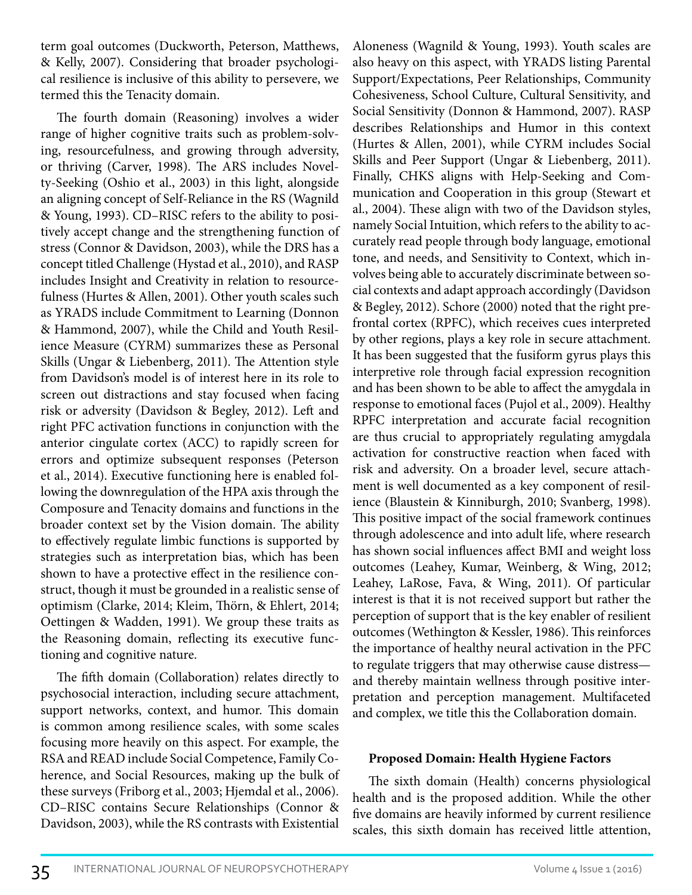term goal outcomes (Duckworth, Peterson, Matthews, & Kelly, 2007). Considering that broader psychological resilience is inclusive of this ability to persevere, we termed this the Tenacity domain.

The fourth domain (Reasoning) involves a wider range of higher cognitive traits such as problem-solving, resourcefulness, and growing through adversity, or thriving (Carver, 1998). The ARS includes Novelty-Seeking (Oshio et al., 2003) in this light, alongside an aligning concept of Self-Reliance in the RS (Wagnild & Young, 1993). CD–RISC refers to the ability to positively accept change and the strengthening function of stress (Connor & Davidson, 2003), while the DRS has a concept titled Challenge (Hystad et al., 2010), and RASP includes Insight and Creativity in relation to resourcefulness (Hurtes & Allen, 2001). Other youth scales such as YRADS include Commitment to Learning (Donnon & Hammond, 2007), while the Child and Youth Resilience Measure (CYRM) summarizes these as Personal Skills (Ungar & Liebenberg, 2011). The Attention style from Davidson's model is of interest here in its role to screen out distractions and stay focused when facing risk or adversity (Davidson & Begley, 2012). Left and right PFC activation functions in conjunction with the anterior cingulate cortex (ACC) to rapidly screen for errors and optimize subsequent responses (Peterson et al., 2014). Executive functioning here is enabled following the downregulation of the HPA axis through the Composure and Tenacity domains and functions in the broader context set by the Vision domain. The ability to effectively regulate limbic functions is supported by strategies such as interpretation bias, which has been shown to have a protective effect in the resilience construct, though it must be grounded in a realistic sense of optimism (Clarke, 2014; Kleim, Thörn, & Ehlert, 2014; Oettingen & Wadden, 1991). We group these traits as the Reasoning domain, reflecting its executive functioning and cognitive nature.

The fifth domain (Collaboration) relates directly to psychosocial interaction, including secure attachment, support networks, context, and humor. This domain is common among resilience scales, with some scales focusing more heavily on this aspect. For example, the RSA and READ include Social Competence, Family Coherence, and Social Resources, making up the bulk of these surveys (Friborg et al., 2003; Hjemdal et al., 2006). CD–RISC contains Secure Relationships (Connor & Davidson, 2003), while the RS contrasts with Existential Aloneness (Wagnild & Young, 1993). Youth scales are also heavy on this aspect, with YRADS listing Parental Support/Expectations, Peer Relationships, Community Cohesiveness, School Culture, Cultural Sensitivity, and Social Sensitivity (Donnon & Hammond, 2007). RASP describes Relationships and Humor in this context (Hurtes & Allen, 2001), while CYRM includes Social Skills and Peer Support (Ungar & Liebenberg, 2011). Finally, CHKS aligns with Help-Seeking and Communication and Cooperation in this group (Stewart et al., 2004). These align with two of the Davidson styles, namely Social Intuition, which refers to the ability to accurately read people through body language, emotional tone, and needs, and Sensitivity to Context, which involves being able to accurately discriminate between social contexts and adapt approach accordingly (Davidson & Begley, 2012). Schore (2000) noted that the right prefrontal cortex (RPFC), which receives cues interpreted by other regions, plays a key role in secure attachment. It has been suggested that the fusiform gyrus plays this interpretive role through facial expression recognition and has been shown to be able to affect the amygdala in response to emotional faces (Pujol et al., 2009). Healthy RPFC interpretation and accurate facial recognition are thus crucial to appropriately regulating amygdala activation for constructive reaction when faced with risk and adversity. On a broader level, secure attachment is well documented as a key component of resilience (Blaustein & Kinniburgh, 2010; Svanberg, 1998). This positive impact of the social framework continues through adolescence and into adult life, where research has shown social influences affect BMI and weight loss outcomes (Leahey, Kumar, Weinberg, & Wing, 2012; Leahey, LaRose, Fava, & Wing, 2011). Of particular interest is that it is not received support but rather the perception of support that is the key enabler of resilient outcomes (Wethington & Kessler, 1986). This reinforces the importance of healthy neural activation in the PFC to regulate triggers that may otherwise cause distress—and thereby maintain wellness through positive interpretation and perception management. Multifaceted and complex, we title this the Collaboration domain.

**Proposed Domain: Health Hygiene Factors**

The sixth domain (Health) concerns physiological health and is the proposed addition. While the other five domains are heavily informed by current resilience scales, this sixth domain has received little attention,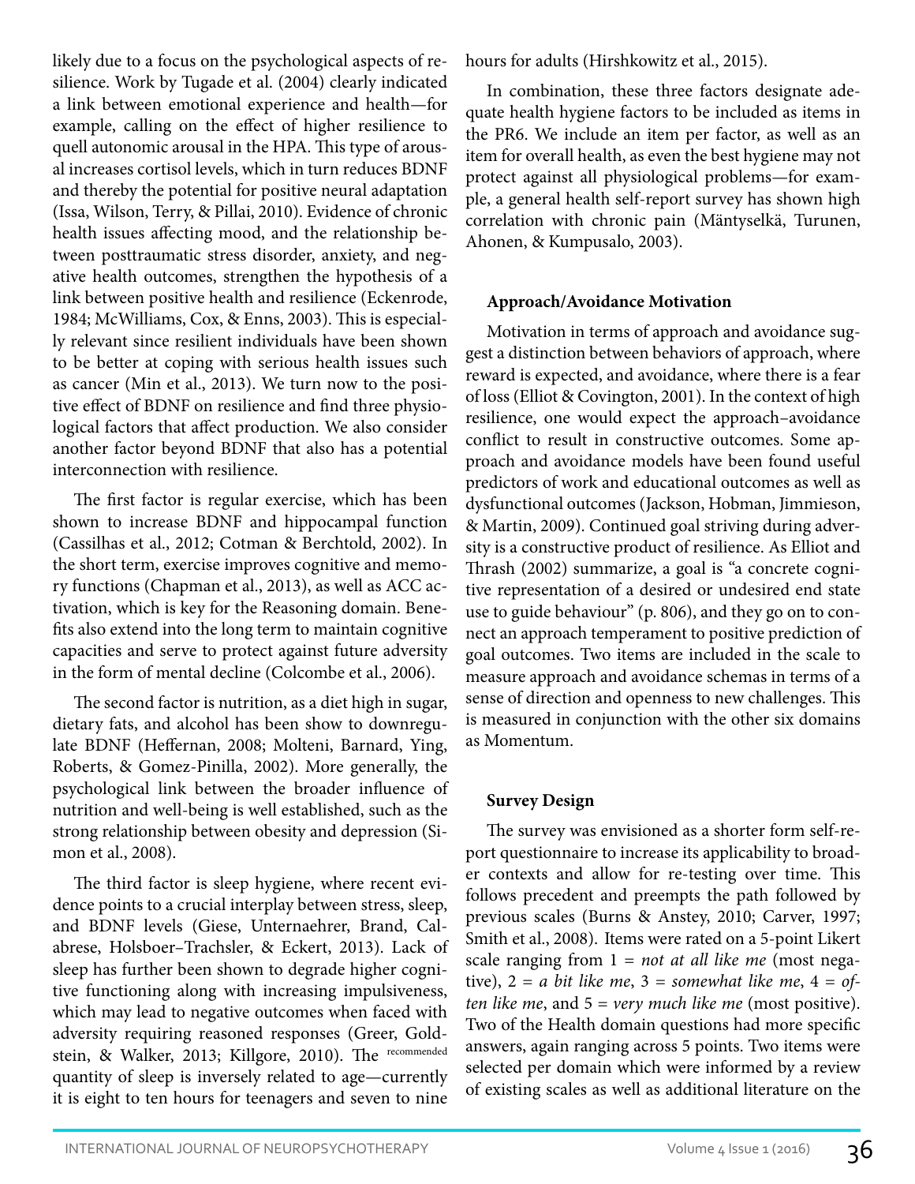likely due to a focus on the psychological aspects of resilience. Work by Tugade et al. (2004) clearly indicated a link between emotional experience and health—for example, calling on the effect of higher resilience to quell autonomic arousal in the HPA. This type of arousal increases cortisol levels, which in turn reduces BDNF and thereby the potential for positive neural adaptation (Issa, Wilson, Terry, & Pillai, 2010). Evidence of chronic health issues affecting mood, and the relationship between posttraumatic stress disorder, anxiety, and negative health outcomes, strengthen the hypothesis of a link between positive health and resilience (Eckenrode, 1984; McWilliams, Cox, & Enns, 2003). This is especially relevant since resilient individuals have been shown to be better at coping with serious health issues such as cancer (Min et al., 2013). We turn now to the positive effect of BDNF on resilience and find three physiological factors that affect production. We also consider another factor beyond BDNF that also has a potential interconnection with resilience.

The first factor is regular exercise, which has been shown to increase BDNF and hippocampal function (Cassilhas et al., 2012; Cotman & Berchtold, 2002). In the short term, exercise improves cognitive and memory functions (Chapman et al., 2013), as well as ACC activation, which is key for the Reasoning domain. Benefits also extend into the long term to maintain cognitive capacities and serve to protect against future adversity in the form of mental decline (Colcombe et al., 2006).

The second factor is nutrition, as a diet high in sugar, dietary fats, and alcohol has been show to downregulate BDNF (Heffernan, 2008; Molteni, Barnard, Ying, Roberts, & Gomez-Pinilla, 2002). More generally, the psychological link between the broader influence of nutrition and well-being is well established, such as the strong relationship between obesity and depression (Simon et al., 2008).

The third factor is sleep hygiene, where recent evidence points to a crucial interplay between stress, sleep, and BDNF levels (Giese, Unternaehrer, Brand, Calabrese, Holsboer–Trachsler, & Eckert, 2013). Lack of sleep has further been shown to degrade higher cognitive functioning along with increasing impulsiveness, which may lead to negative outcomes when faced with adversity requiring reasoned responses (Greer, Goldstein, & Walker, 2013; Killgore, 2010). The recommended quantity of sleep is inversely related to age—currently it is eight to ten hours for teenagers and seven to nine hours for adults (Hirshkowitz et al., 2015).

In combination, these three factors designate adequate health hygiene factors to be included as items in the PR6. We include an item per factor, as well as an item for overall health, as even the best hygiene may not protect against all physiological problems—for example, a general health self-report survey has shown high correlation with chronic pain (Mäntyselkä, Turunen, Ahonen, & Kumpusalo, 2003).

#### Approach/Avoidance Motivation

Motivation in terms of approach and avoidance suggest a distinction between behaviors of approach, where reward is expected, and avoidance, where there is a fear of loss (Elliot & Covington, 2001). In the context of high resilience, one would expect the approach–avoidance conflict to result in constructive outcomes. Some approach and avoidance models have been found useful predictors of work and educational outcomes as well as dysfunctional outcomes (Jackson, Hobman, Jimmieson, & Martin, 2009). Continued goal striving during adversity is a constructive product of resilience. As Elliot and Thrash (2002) summarize, a goal is "a concrete cognitive representation of a desired or undesired end state use to guide behaviour" (p. 806), and they go on to connect an approach temperament to positive prediction of goal outcomes. Two items are included in the scale to measure approach and avoidance schemas in terms of a sense of direction and openness to new challenges. This is measured in conjunction with the other six domains as Momentum.

#### Survey Design

The survey was envisioned as a shorter form self-report questionnaire to increase its applicability to broader contexts and allow for re-testing over time. This follows precedent and preempts the path followed by previous scales (Burns & Anstey, 2010; Carver, 1997; Smith et al., 2008). Items were rated on a 5-point Likert scale ranging from 1 = *not at all like me* (most negative), 2 = *a bit like me*, 3 = *somewhat like me*, 4 = *often like me*, and 5 = *very much like me* (most positive). Two of the Health domain questions had more specific answers, again ranging across 5 points. Two items were selected per domain which were informed by a review of existing scales as well as additional literature on the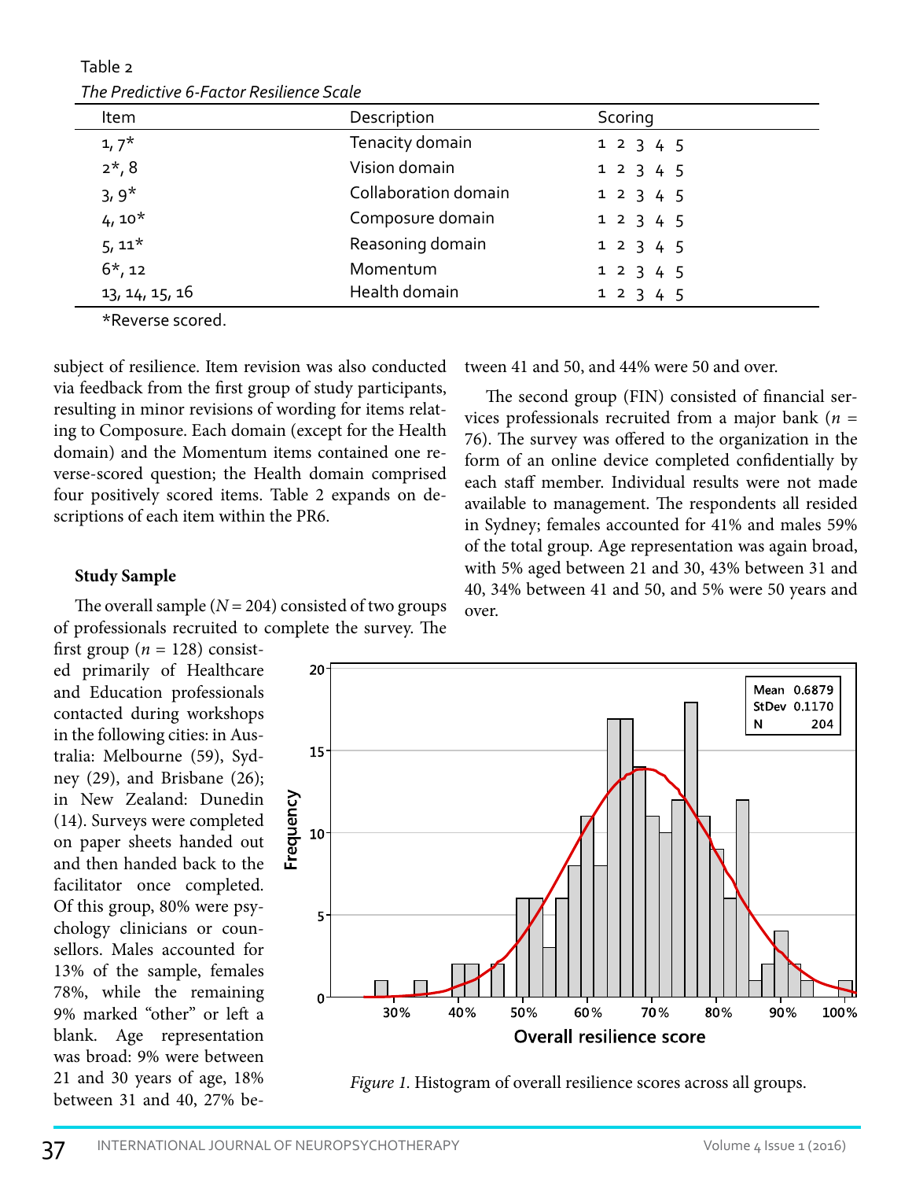Table 2

*The Predictive 6-Factor Resilience Scale*

| Item | Description | Scoring |
|---|---|---|
| 1, 7* | Tenacity domain | 1 2 3 4 5 |
| 2*, 8 | Vision domain | 1 2 3 4 5 |
| 3, 9* | Collaboration domain | 1 2 3 4 5 |
| 4, 10* | Composure domain | 1 2 3 4 5 |
| 5, 11* | Reasoning domain | 1 2 3 4 5 |
| 6*, 12 | Momentum | 1 2 3 4 5 |
| 13, 14, 15, 16 | Health domain | 1 2 3 4 5 |

*Reverse scored.

subject of resilience. Item revision was also conducted via feedback from the first group of study participants, resulting in minor revisions of wording for items relating to Composure. Each domain (except for the Health domain) and the Momentum items contained one reverse-scored question; the Health domain comprised four positively scored items. Table 2 expands on descriptions of each item within the PR6.

**Study Sample**

The overall sample ($N$ = 204) consisted of two groups of professionals recruited to complete the survey. The first group ($n$ = 128) consisted primarily of Healthcare and Education professionals contacted during workshops in the following cities: in Australia: Melbourne (59), Sydney (29), and Brisbane (26); in New Zealand: Dunedin (14). Surveys were completed on paper sheets handed out and then handed back to the facilitator once completed. Of this group, 80% were psychology clinicians or counsellors. Males accounted for 13% of the sample, females 78%, while the remaining 9% marked "other" or left a blank. Age representation was broad: 9% were between 21 and 30 years of age, 18% between 31 and 40, 27% between 41 and 50, and 44% were 50 and over.

The second group (FIN) consisted of financial services professionals recruited from a major bank ($n$ = 76). The survey was offered to the organization in the form of an online device completed confidentially by each staff member. Individual results were not made available to management. The respondents all resided in Sydney; females accounted for 41% and males 59% of the total group. Age representation was again broad, with 5% aged between 21 and 30, 43% between 31 and 40, 34% between 41 and 50, and 5% were 50 years and over.

*Figure 1.* Histogram of overall resilience scores across all groups.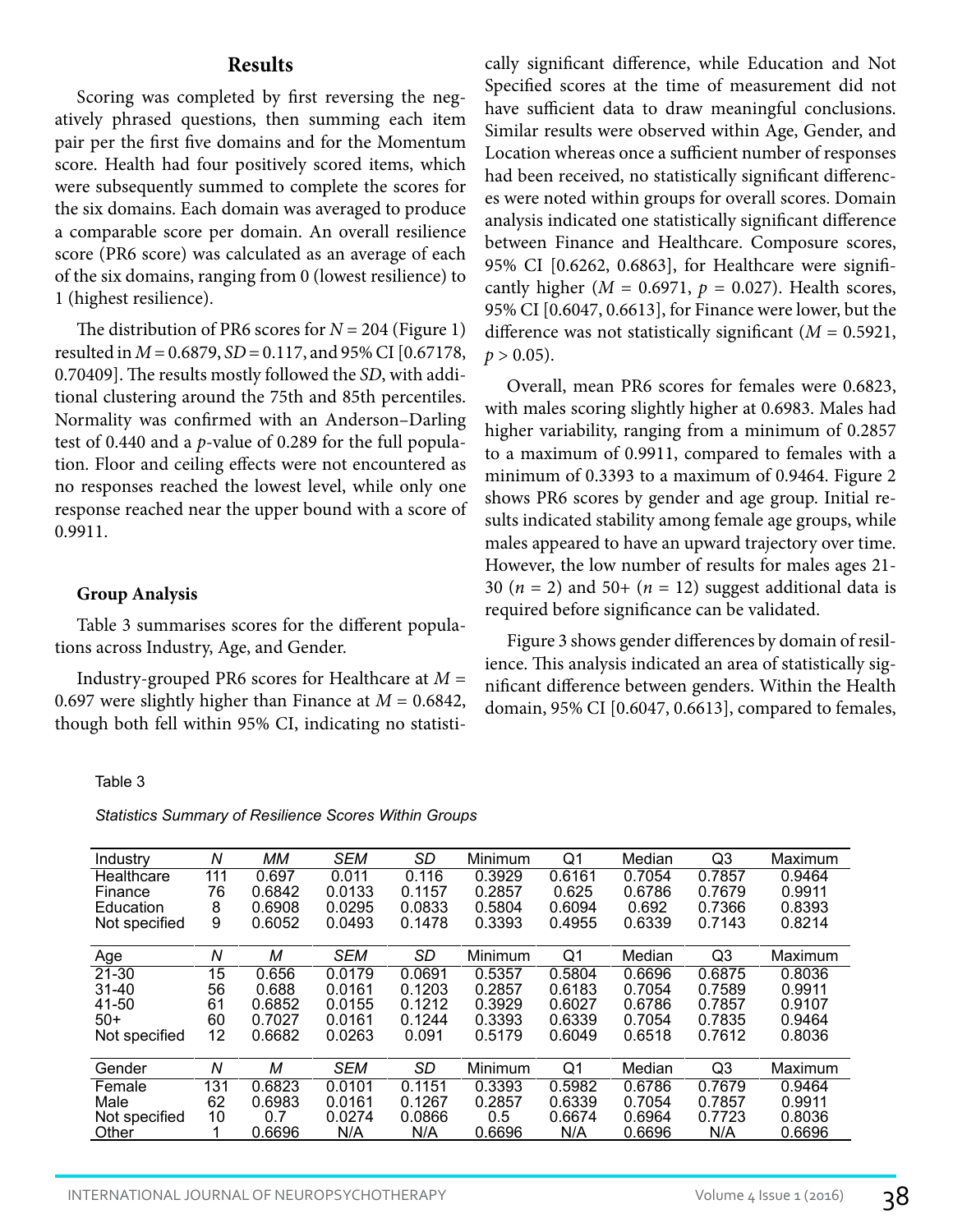## Results

Scoring was completed by first reversing the negatively phrased questions, then summing each item pair per the first five domains and for the Momentum score. Health had four positively scored items, which were subsequently summed to complete the scores for the six domains. Each domain was averaged to produce a comparable score per domain. An overall resilience score (PR6 score) was calculated as an average of each of the six domains, ranging from 0 (lowest resilience) to 1 (highest resilience).

The distribution of PR6 scores for $N = 204$ (Figure 1) resulted in $M = 0.6879$, $SD = 0.117$, and 95% CI [0.67178, 0.70409]. The results mostly followed the *SD*, with additional clustering around the 75th and 85th percentiles. Normality was confirmed with an Anderson–Darling test of 0.440 and a *p*-value of 0.289 for the full population. Floor and ceiling effects were not encountered as no responses reached the lowest level, while only one response reached near the upper bound with a score of 0.9911.

### Group Analysis

Table 3 summarises scores for the different populations across Industry, Age, and Gender.

Industry-grouped PR6 scores for Healthcare at $M = 0.697$ were slightly higher than Finance at $M = 0.6842$, though both fell within 95% CI, indicating no statistically significant difference, while Education and Not Specified scores at the time of measurement did not have sufficient data to draw meaningful conclusions. Similar results were observed within Age, Gender, and Location whereas once a sufficient number of responses had been received, no statistically significant differences were noted within groups for overall scores. Domain analysis indicated one statistically significant difference between Finance and Healthcare. Composure scores, 95% CI [0.6262, 0.6863], for Healthcare were significantly higher ($M = 0.6971$, $p = 0.027$). Health scores, 95% CI [0.6047, 0.6613], for Finance were lower, but the difference was not statistically significant ($M = 0.5921$, $p > 0.05$).

Overall, mean PR6 scores for females were 0.6823, with males scoring slightly higher at 0.6983. Males had higher variability, ranging from a minimum of 0.2857 to a maximum of 0.9911, compared to females with a minimum of 0.3393 to a maximum of 0.9464. Figure 2 shows PR6 scores by gender and age group. Initial results indicated stability among female age groups, while males appeared to have an upward trajectory over time. However, the low number of results for males ages 21-30 ($n = 2$) and 50+ ($n = 12$) suggest additional data is required before significance can be validated.

Figure 3 shows gender differences by domain of resilience. This analysis indicated an area of statistically significant difference between genders. Within the Health domain, 95% CI [0.6047, 0.6613], compared to females,

Table 3

*Statistics Summary of Resilience Scores Within Groups*

| Industry | *N* | *MM* | *SEM* | *SD* | Minimum | Q1 | Median | Q3 | Maximum |
|---|---|---|---|---|---|---|---|---|---|
| Healthcare | 111 | 0.697 | 0.011 | 0.116 | 0.3929 | 0.6161 | 0.7054 | 0.7857 | 0.9464 |
| Finance | 76 | 0.6842 | 0.0133 | 0.1157 | 0.2857 | 0.625 | 0.6786 | 0.7679 | 0.9911 |
| Education | 8 | 0.6908 | 0.0295 | 0.0833 | 0.5804 | 0.6094 | 0.692 | 0.7366 | 0.8393 |
| Not specified | 9 | 0.6052 | 0.0493 | 0.1478 | 0.3393 | 0.4955 | 0.6339 | 0.7143 | 0.8214 |
| **Age** | ***N*** | ***M*** | ***SEM*** | ***SD*** | **Minimum** | **Q1** | **Median** | **Q3** | **Maximum** |
| 21-30 | 15 | 0.656 | 0.0179 | 0.0691 | 0.5357 | 0.5804 | 0.6696 | 0.6875 | 0.8036 |
| 31-40 | 56 | 0.688 | 0.0161 | 0.1203 | 0.2857 | 0.6183 | 0.7054 | 0.7589 | 0.9911 |
| 41-50 | 61 | 0.6852 | 0.0155 | 0.1212 | 0.3929 | 0.6027 | 0.6786 | 0.7857 | 0.9107 |
| 50+ | 60 | 0.7027 | 0.0161 | 0.1244 | 0.3393 | 0.6339 | 0.7054 | 0.7835 | 0.9464 |
| Not specified | 12 | 0.6682 | 0.0263 | 0.091 | 0.5179 | 0.6049 | 0.6518 | 0.7612 | 0.8036 |
| **Gender** | ***N*** | ***M*** | ***SEM*** | ***SD*** | **Minimum** | **Q1** | **Median** | **Q3** | **Maximum** |
| Female | 131 | 0.6823 | 0.0101 | 0.1151 | 0.3393 | 0.5982 | 0.6786 | 0.7679 | 0.9464 |
| Male | 62 | 0.6983 | 0.0161 | 0.1267 | 0.2857 | 0.6339 | 0.7054 | 0.7857 | 0.9911 |
| Not specified | 10 | 0.7 | 0.0274 | 0.0866 | 0.5 | 0.6674 | 0.6964 | 0.7723 | 0.8036 |
| Other | 1 | 0.6696 | N/A | N/A | 0.6696 | N/A | 0.6696 | N/A | 0.6696 |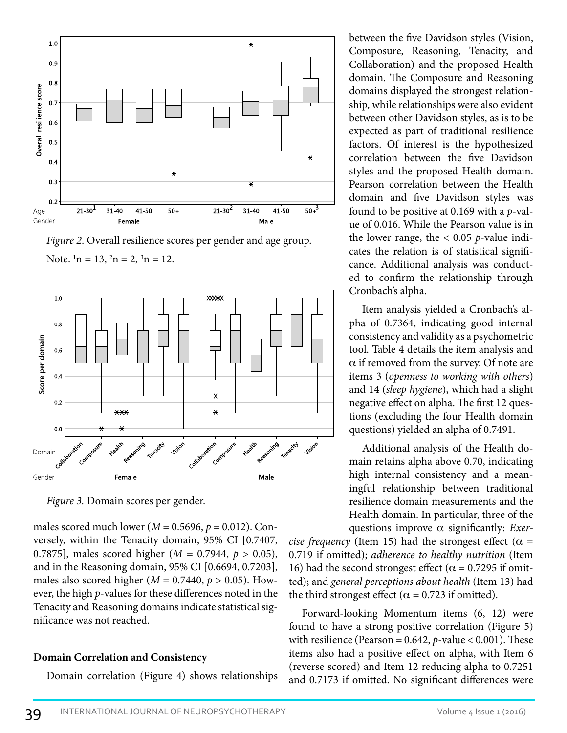Figure 2. Overall resilience scores per gender and age group.

Note. [1]n = 13, [2]n = 2, [3]n = 12.

Figure 3. Domain scores per gender.

males scored much lower ($M = 0.5696$, $p = 0.012$). Conversely, within the Tenacity domain, 95% CI [0.7407, 0.7875], males scored higher ($M = 0.7944$, $p > 0.05$), and in the Reasoning domain, 95% CI [0.6694, 0.7203], males also scored higher ($M = 0.7440$, $p > 0.05$). However, the high $p$-values for these differences noted in the Tenacity and Reasoning domains indicate statistical significance was not reached.

## Domain Correlation and Consistency

Domain correlation (Figure 4) shows relationships between the five Davidson styles (Vision, Composure, Reasoning, Tenacity, and Collaboration) and the proposed Health domain. The Composure and Reasoning domains displayed the strongest relationship, while relationships were also evident between other Davidson styles, as is to be expected as part of traditional resilience factors. Of interest is the hypothesized correlation between the five Davidson styles and the proposed Health domain. Pearson correlation between the Health domain and five Davidson styles was found to be positive at 0.169 with a $p$-value of 0.016. While the Pearson value is in the lower range, the $< 0.05$ $p$-value indicates the relation is of statistical significance. Additional analysis was conducted to confirm the relationship through Cronbach's alpha.

Item analysis yielded a Cronbach's alpha of 0.7364, indicating good internal consistency and validity as a psychometric tool. Table 4 details the item analysis and $\alpha$ if removed from the survey. Of note are items 3 (*openness to working with others*) and 14 (*sleep hygiene*), which had a slight negative effect on alpha. The first 12 questions (excluding the four Health domain questions) yielded an alpha of 0.7491.

Additional analysis of the Health domain retains alpha above 0.70, indicating high internal consistency and a meaningful relationship between traditional resilience domain measurements and the Health domain. In particular, three of the questions improve $\alpha$ significantly: *Exercise frequency* (Item 15) had the strongest effect ($\alpha = 0.719$ if omitted); *adherence to healthy nutrition* (Item 16) had the second strongest effect ($\alpha = 0.7295$ if omitted); and *general perceptions about health* (Item 13) had the third strongest effect ($\alpha = 0.723$ if omitted).

Forward-looking Momentum items (6, 12) were found to have a strong positive correlation (Figure 5) with resilience (Pearson = 0.642, $p$-value < 0.001). These items also had a positive effect on alpha, with Item 6 (reverse scored) and Item 12 reducing alpha to 0.7251 and 0.7173 if omitted. No significant differences were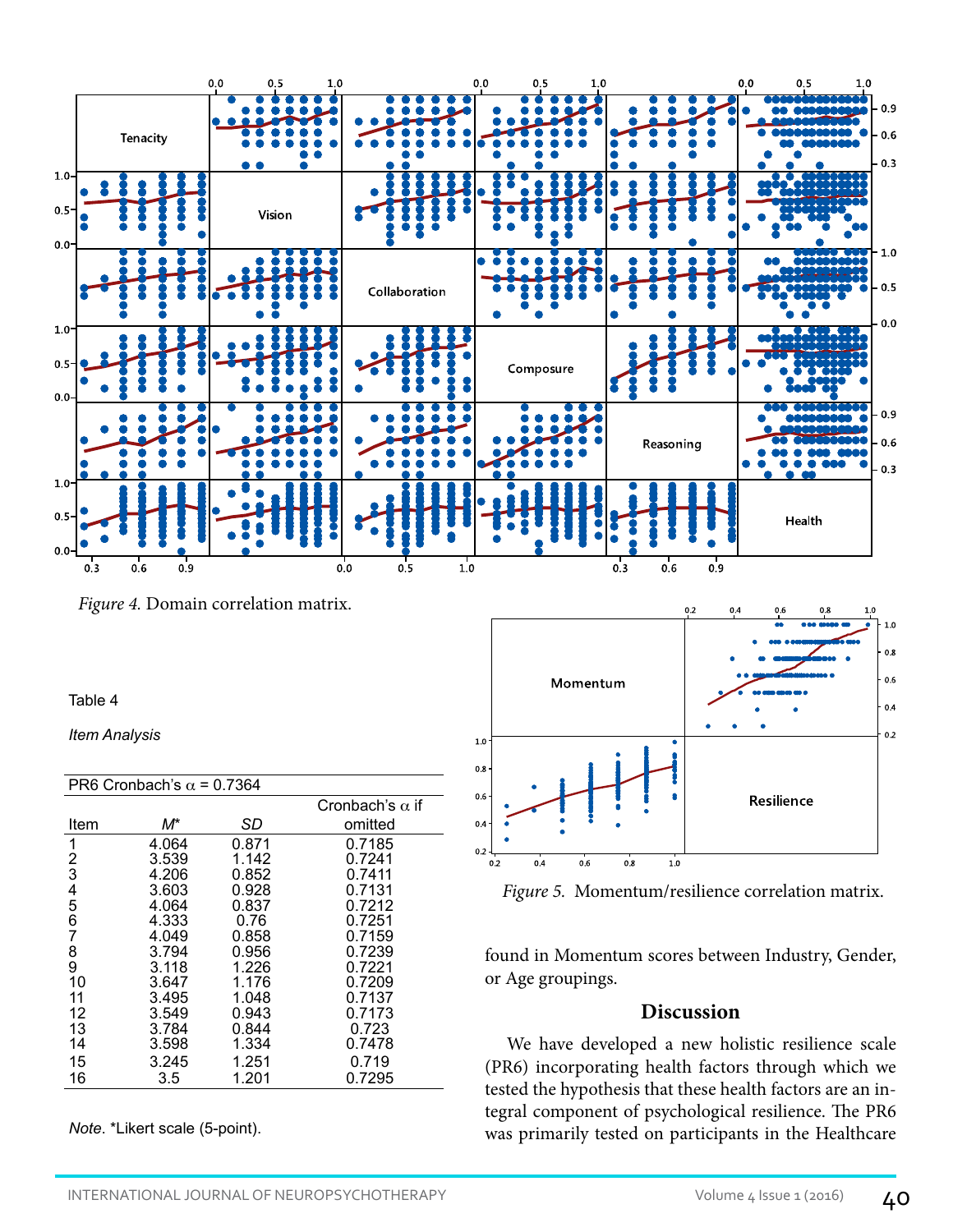Figure 4. Domain correlation matrix.

Table 4

*Item Analysis*

| PR6 Cronbach's α = 0.7364 | | | |
|---|---|---|---|
| Item | *M** | *SD* | Cronbach's α if omitted |
| 1 | 4.064 | 0.871 | 0.7185 |
| 2 | 3.539 | 1.142 | 0.7241 |
| 3 | 4.206 | 0.852 | 0.7411 |
| 4 | 3.603 | 0.928 | 0.7131 |
| 5 | 4.064 | 0.837 | 0.7212 |
| 6 | 4.333 | 0.76 | 0.7251 |
| 7 | 4.049 | 0.858 | 0.7159 |
| 8 | 3.794 | 0.956 | 0.7239 |
| 9 | 3.118 | 1.226 | 0.7221 |
| 10 | 3.647 | 1.176 | 0.7209 |
| 11 | 3.495 | 1.048 | 0.7137 |
| 12 | 3.549 | 0.943 | 0.7173 |
| 13 | 3.784 | 0.844 | 0.723 |
| 14 | 3.598 | 1.334 | 0.7478 |
| 15 | 3.245 | 1.251 | 0.719 |
| 16 | 3.5 | 1.201 | 0.7295 |

*Note.* *Likert scale (5-point).

Figure 5. Momentum/resilience correlation matrix.

found in Momentum scores between Industry, Gender, or Age groupings.

## Discussion

We have developed a new holistic resilience scale (PR6) incorporating health factors through which we tested the hypothesis that these health factors are an integral component of psychological resilience. The PR6 was primarily tested on participants in the Healthcare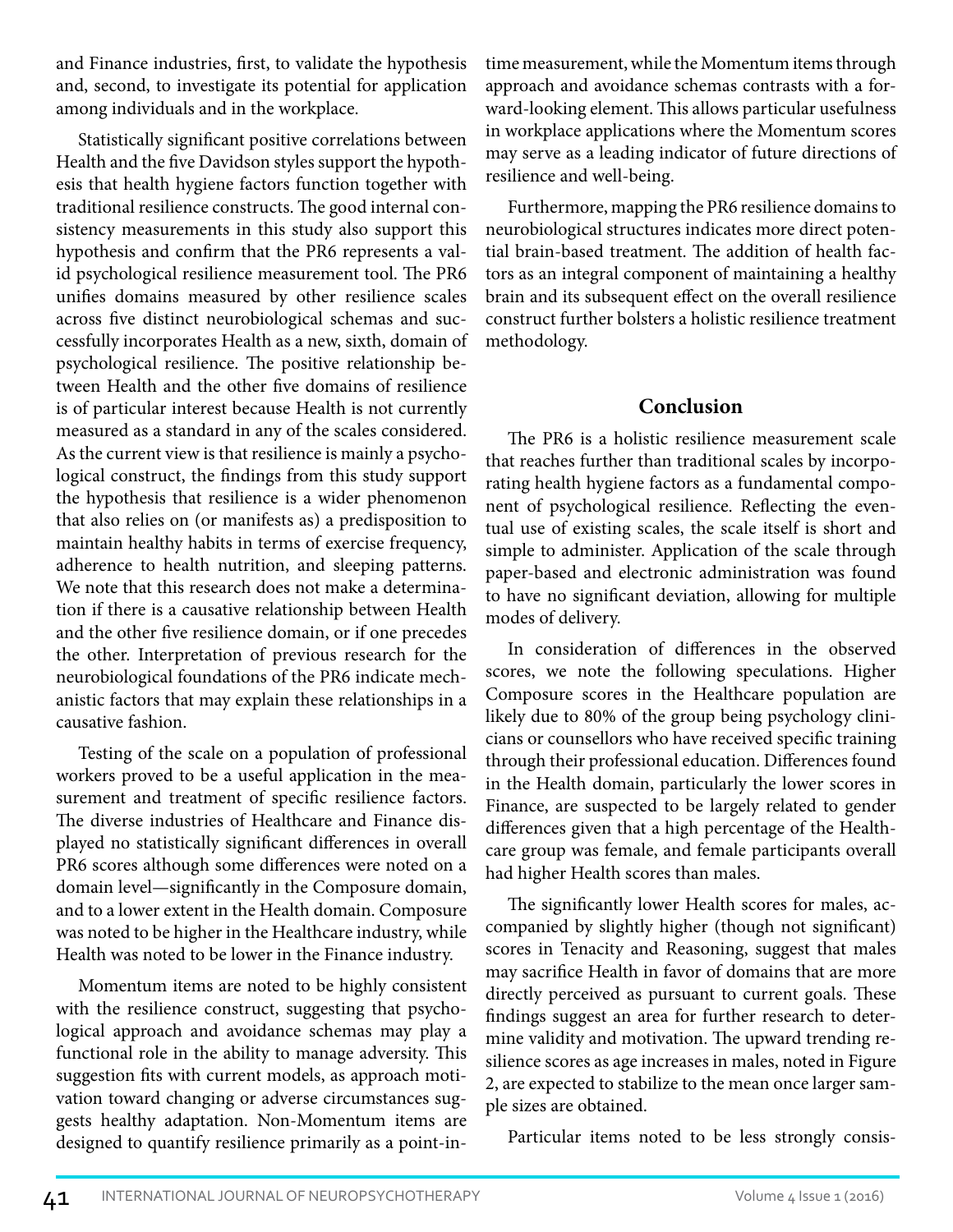and Finance industries, first, to validate the hypothesis and, second, to investigate its potential for application among individuals and in the workplace.

Statistically significant positive correlations between Health and the five Davidson styles support the hypothesis that health hygiene factors function together with traditional resilience constructs. The good internal consistency measurements in this study also support this hypothesis and confirm that the PR6 represents a valid psychological resilience measurement tool. The PR6 unifies domains measured by other resilience scales across five distinct neurobiological schemas and successfully incorporates Health as a new, sixth, domain of psychological resilience. The positive relationship between Health and the other five domains of resilience is of particular interest because Health is not currently measured as a standard in any of the scales considered. As the current view is that resilience is mainly a psychological construct, the findings from this study support the hypothesis that resilience is a wider phenomenon that also relies on (or manifests as) a predisposition to maintain healthy habits in terms of exercise frequency, adherence to health nutrition, and sleeping patterns. We note that this research does not make a determination if there is a causative relationship between Health and the other five resilience domain, or if one precedes the other. Interpretation of previous research for the neurobiological foundations of the PR6 indicate mechanistic factors that may explain these relationships in a causative fashion.

Testing of the scale on a population of professional workers proved to be a useful application in the measurement and treatment of specific resilience factors. The diverse industries of Healthcare and Finance displayed no statistically significant differences in overall PR6 scores although some differences were noted on a domain level—significantly in the Composure domain, and to a lower extent in the Health domain. Composure was noted to be higher in the Healthcare industry, while Health was noted to be lower in the Finance industry.

Momentum items are noted to be highly consistent with the resilience construct, suggesting that psychological approach and avoidance schemas may play a functional role in the ability to manage adversity. This suggestion fits with current models, as approach motivation toward changing or adverse circumstances suggests healthy adaptation. Non-Momentum items are designed to quantify resilience primarily as a point-in-time measurement, while the Momentum items through approach and avoidance schemas contrasts with a forward-looking element. This allows particular usefulness in workplace applications where the Momentum scores may serve as a leading indicator of future directions of resilience and well-being.

Furthermore, mapping the PR6 resilience domains to neurobiological structures indicates more direct potential brain-based treatment. The addition of health factors as an integral component of maintaining a healthy brain and its subsequent effect on the overall resilience construct further bolsters a holistic resilience treatment methodology.

## Conclusion

The PR6 is a holistic resilience measurement scale that reaches further than traditional scales by incorporating health hygiene factors as a fundamental component of psychological resilience. Reflecting the eventual use of existing scales, the scale itself is short and simple to administer. Application of the scale through paper-based and electronic administration was found to have no significant deviation, allowing for multiple modes of delivery.

In consideration of differences in the observed scores, we note the following speculations. Higher Composure scores in the Healthcare population are likely due to 80% of the group being psychology clinicians or counsellors who have received specific training through their professional education. Differences found in the Health domain, particularly the lower scores in Finance, are suspected to be largely related to gender differences given that a high percentage of the Healthcare group was female, and female participants overall had higher Health scores than males.

The significantly lower Health scores for males, accompanied by slightly higher (though not significant) scores in Tenacity and Reasoning, suggest that males may sacrifice Health in favor of domains that are more directly perceived as pursuant to current goals. These findings suggest an area for further research to determine validity and motivation. The upward trending resilience scores as age increases in males, noted in Figure 2, are expected to stabilize to the mean once larger sample sizes are obtained.

Particular items noted to be less strongly consis-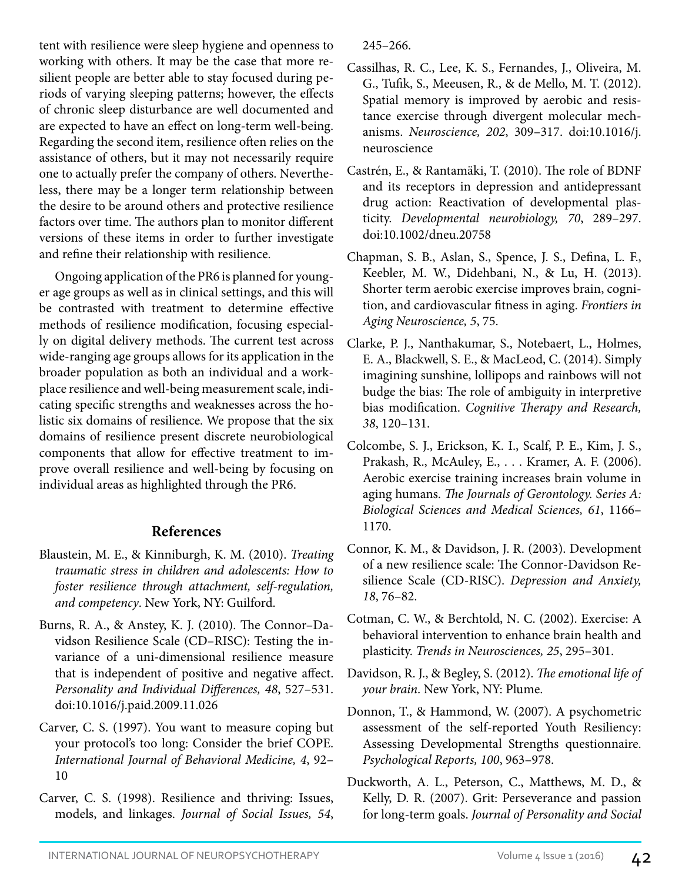tent with resilience were sleep hygiene and openness to working with others. It may be the case that more resilient people are better able to stay focused during periods of varying sleeping patterns; however, the effects of chronic sleep disturbance are well documented and are expected to have an effect on long-term well-being. Regarding the second item, resilience often relies on the assistance of others, but it may not necessarily require one to actually prefer the company of others. Nevertheless, there may be a longer term relationship between the desire to be around others and protective resilience factors over time. The authors plan to monitor different versions of these items in order to further investigate and refine their relationship with resilience.

Ongoing application of the PR6 is planned for younger age groups as well as in clinical settings, and this will be contrasted with treatment to determine effective methods of resilience modification, focusing especially on digital delivery methods. The current test across wide-ranging age groups allows for its application in the broader population as both an individual and a workplace resilience and well-being measurement scale, indicating specific strengths and weaknesses across the holistic six domains of resilience. We propose that the six domains of resilience present discrete neurobiological components that allow for effective treatment to improve overall resilience and well-being by focusing on individual areas as highlighted through the PR6.

## References

Blaustein, M. E., & Kinniburgh, K. M. (2010). *Treating traumatic stress in children and adolescents: How to foster resilience through attachment, self-regulation, and competency*. New York, NY: Guilford.

Burns, R. A., & Anstey, K. J. (2010). The Connor–Davidson Resilience Scale (CD–RISC): Testing the invariance of a uni-dimensional resilience measure that is independent of positive and negative affect. *Personality and Individual Differences, 48*, 527–531. doi:10.1016/j.paid.2009.11.026

Carver, C. S. (1997). You want to measure coping but your protocol's too long: Consider the brief COPE. *International Journal of Behavioral Medicine, 4*, 92–10

Carver, C. S. (1998). Resilience and thriving: Issues, models, and linkages. *Journal of Social Issues, 54*, 245–266.

Cassilhas, R. C., Lee, K. S., Fernandes, J., Oliveira, M. G., Tufik, S., Meeusen, R., & de Mello, M. T. (2012). Spatial memory is improved by aerobic and resistance exercise through divergent molecular mechanisms. *Neuroscience, 202*, 309–317. doi:10.1016/j.neuroscience

Castrén, E., & Rantamäki, T. (2010). The role of BDNF and its receptors in depression and antidepressant drug action: Reactivation of developmental plasticity. *Developmental neurobiology, 70*, 289–297. doi:10.1002/dneu.20758

Chapman, S. B., Aslan, S., Spence, J. S., Defina, L. F., Keebler, M. W., Didehbani, N., & Lu, H. (2013). Shorter term aerobic exercise improves brain, cognition, and cardiovascular fitness in aging. *Frontiers in Aging Neuroscience, 5*, 75.

Clarke, P. J., Nanthakumar, S., Notebaert, L., Holmes, E. A., Blackwell, S. E., & MacLeod, C. (2014). Simply imagining sunshine, lollipops and rainbows will not budge the bias: The role of ambiguity in interpretive bias modification. *Cognitive Therapy and Research, 38*, 120–131.

Colcombe, S. J., Erickson, K. I., Scalf, P. E., Kim, J. S., Prakash, R., McAuley, E., . . . Kramer, A. F. (2006). Aerobic exercise training increases brain volume in aging humans. *The Journals of Gerontology. Series A: Biological Sciences and Medical Sciences, 61*, 1166–1170.

Connor, K. M., & Davidson, J. R. (2003). Development of a new resilience scale: The Connor-Davidson Resilience Scale (CD-RISC). *Depression and Anxiety, 18*, 76–82.

Cotman, C. W., & Berchtold, N. C. (2002). Exercise: A behavioral intervention to enhance brain health and plasticity. *Trends in Neurosciences, 25*, 295–301.

Davidson, R. J., & Begley, S. (2012). *The emotional life of your brain*. New York, NY: Plume.

Donnon, T., & Hammond, W. (2007). A psychometric assessment of the self-reported Youth Resiliency: Assessing Developmental Strengths questionnaire. *Psychological Reports, 100*, 963–978.

Duckworth, A. L., Peterson, C., Matthews, M. D., & Kelly, D. R. (2007). Grit: Perseverance and passion for long-term goals. *Journal of Personality and Social*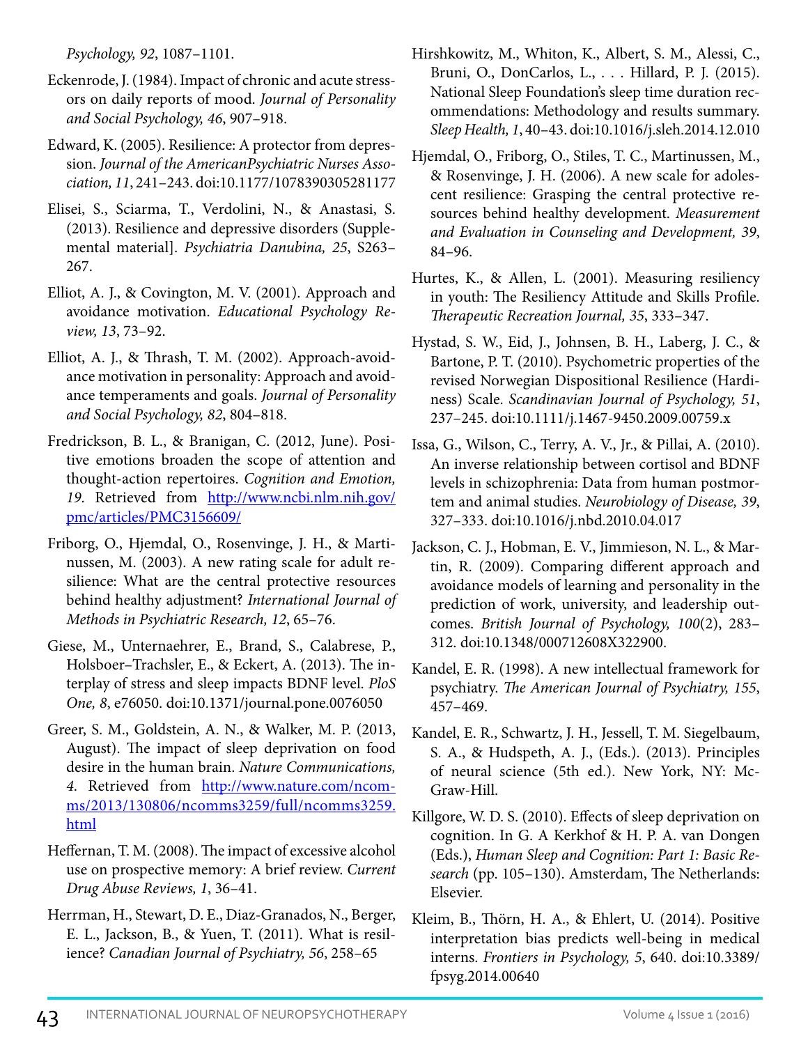*Psychology, 92*, 1087–1101.

Eckenrode, J. (1984). Impact of chronic and acute stressors on daily reports of mood. *Journal of Personality and Social Psychology, 46*, 907–918.

Edward, K. (2005). Resilience: A protector from depression. *Journal of the AmericanPsychiatric Nurses Association, 11*, 241–243. doi:10.1177/1078390305281177

Elisei, S., Sciarma, T., Verdolini, N., & Anastasi, S. (2013). Resilience and depressive disorders (Supplemental material]. *Psychiatria Danubina, 25*, S263–267.

Elliot, A. J., & Covington, M. V. (2001). Approach and avoidance motivation. *Educational Psychology Review, 13*, 73–92.

Elliot, A. J., & Thrash, T. M. (2002). Approach-avoidance motivation in personality: Approach and avoidance temperaments and goals. *Journal of Personality and Social Psychology, 82*, 804–818.

Fredrickson, B. L., & Branigan, C. (2012, June). Positive emotions broaden the scope of attention and thought-action repertoires. *Cognition and Emotion, 19*. Retrieved from http://www.ncbi.nlm.nih.gov/pmc/articles/PMC3156609/

Friborg, O., Hjemdal, O., Rosenvinge, J. H., & Martinussen, M. (2003). A new rating scale for adult resilience: What are the central protective resources behind healthy adjustment? *International Journal of Methods in Psychiatric Research, 12*, 65–76.

Giese, M., Unternaehrer, E., Brand, S., Calabrese, P., Holsboer–Trachsler, E., & Eckert, A. (2013). The interplay of stress and sleep impacts BDNF level. *PloS One, 8*, e76050. doi:10.1371/journal.pone.0076050

Greer, S. M., Goldstein, A. N., & Walker, M. P. (2013, August). The impact of sleep deprivation on food desire in the human brain. *Nature Communications, 4*. Retrieved from http://www.nature.com/ncomms/2013/130806/ncomms3259/full/ncomms3259.html

Heffernan, T. M. (2008). The impact of excessive alcohol use on prospective memory: A brief review. *Current Drug Abuse Reviews, 1*, 36–41.

Herrman, H., Stewart, D. E., Diaz-Granados, N., Berger, E. L., Jackson, B., & Yuen, T. (2011). What is resilience? *Canadian Journal of Psychiatry, 56*, 258–65

Hirshkowitz, M., Whiton, K., Albert, S. M., Alessi, C., Bruni, O., DonCarlos, L., . . . Hillard, P. J. (2015). National Sleep Foundation's sleep time duration recommendations: Methodology and results summary. *Sleep Health, 1*, 40–43. doi:10.1016/j.sleh.2014.12.010

Hjemdal, O., Friborg, O., Stiles, T. C., Martinussen, M., & Rosenvinge, J. H. (2006). A new scale for adolescent resilience: Grasping the central protective resources behind healthy development. *Measurement and Evaluation in Counseling and Development, 39*, 84–96.

Hurtes, K., & Allen, L. (2001). Measuring resiliency in youth: The Resiliency Attitude and Skills Profile. *Therapeutic Recreation Journal, 35*, 333–347.

Hystad, S. W., Eid, J., Johnsen, B. H., Laberg, J. C., & Bartone, P. T. (2010). Psychometric properties of the revised Norwegian Dispositional Resilience (Hardiness) Scale. *Scandinavian Journal of Psychology, 51*, 237–245. doi:10.1111/j.1467-9450.2009.00759.x

Issa, G., Wilson, C., Terry, A. V., Jr., & Pillai, A. (2010). An inverse relationship between cortisol and BDNF levels in schizophrenia: Data from human postmortem and animal studies. *Neurobiology of Disease, 39*, 327–333. doi:10.1016/j.nbd.2010.04.017

Jackson, C. J., Hobman, E. V., Jimmieson, N. L., & Martin, R. (2009). Comparing different approach and avoidance models of learning and personality in the prediction of work, university, and leadership outcomes. *British Journal of Psychology, 100*(2), 283–312. doi:10.1348/000712608X322900.

Kandel, E. R. (1998). A new intellectual framework for psychiatry. *The American Journal of Psychiatry, 155*, 457–469.

Kandel, E. R., Schwartz, J. H., Jessell, T. M. Siegelbaum, S. A., & Hudspeth, A. J., (Eds.). (2013). Principles of neural science (5th ed.). New York, NY: McGraw-Hill.

Killgore, W. D. S. (2010). Effects of sleep deprivation on cognition. In G. A Kerkhof & H. P. A. van Dongen (Eds.), *Human Sleep and Cognition: Part 1: Basic Research* (pp. 105–130). Amsterdam, The Netherlands: Elsevier.

Kleim, B., Thörn, H. A., & Ehlert, U. (2014). Positive interpretation bias predicts well-being in medical interns. *Frontiers in Psychology, 5*, 640. doi:10.3389/fpsyg.2014.00640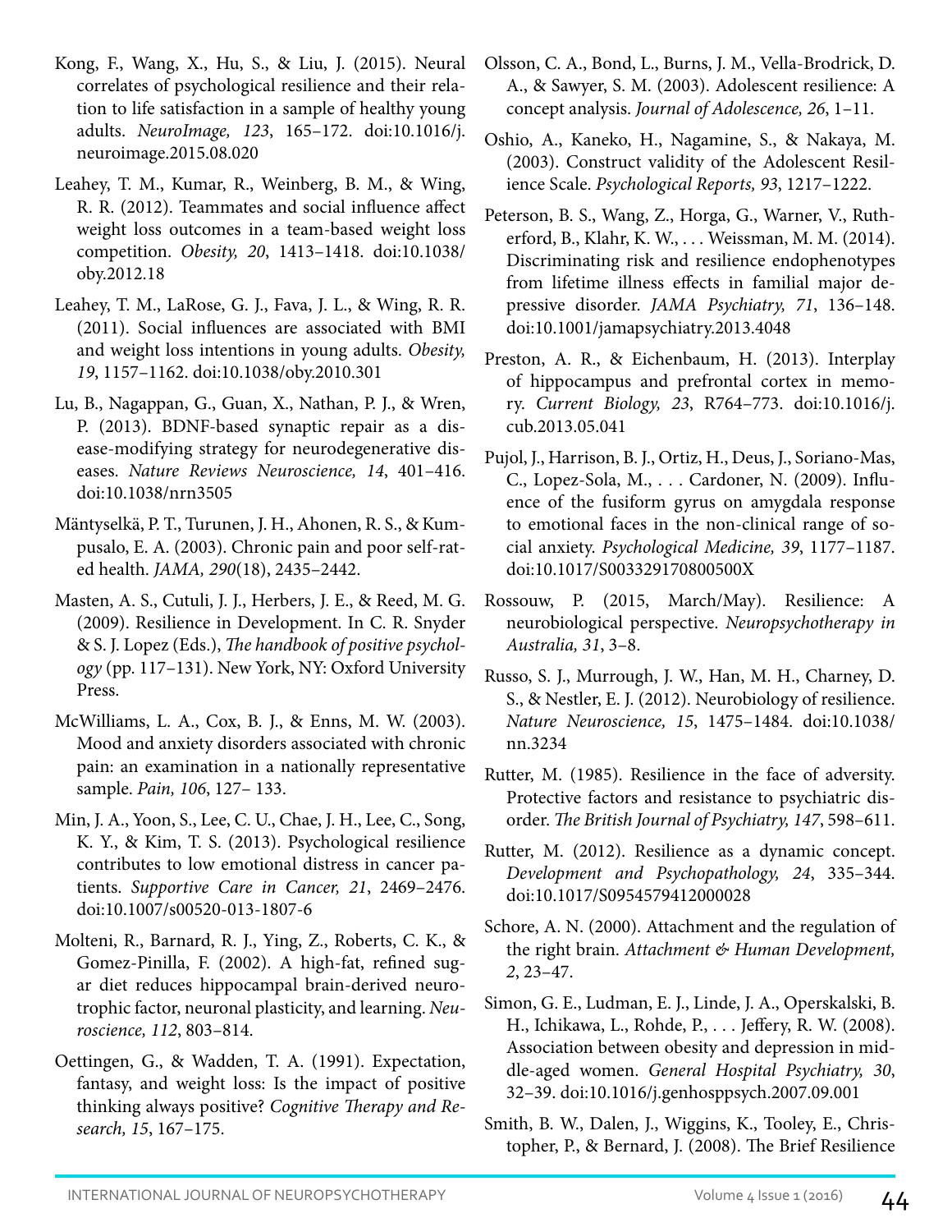Kong, F., Wang, X., Hu, S., & Liu, J. (2015). Neural correlates of psychological resilience and their relation to life satisfaction in a sample of healthy young adults. *NeuroImage, 123*, 165–172. doi:10.1016/j.neuroimage.2015.08.020

Leahey, T. M., Kumar, R., Weinberg, B. M., & Wing, R. R. (2012). Teammates and social influence affect weight loss outcomes in a team-based weight loss competition. *Obesity, 20*, 1413–1418. doi:10.1038/oby.2012.18

Leahey, T. M., LaRose, G. J., Fava, J. L., & Wing, R. R. (2011). Social influences are associated with BMI and weight loss intentions in young adults. *Obesity, 19*, 1157–1162. doi:10.1038/oby.2010.301

Lu, B., Nagappan, G., Guan, X., Nathan, P. J., & Wren, P. (2013). BDNF-based synaptic repair as a disease-modifying strategy for neurodegenerative diseases. *Nature Reviews Neuroscience, 14*, 401–416. doi:10.1038/nrn3505

Mäntyselkä, P. T., Turunen, J. H., Ahonen, R. S., & Kumpusalo, E. A. (2003). Chronic pain and poor self-rated health. *JAMA, 290*(18), 2435–2442.

Masten, A. S., Cutuli, J. J., Herbers, J. E., & Reed, M. G. (2009). Resilience in Development. In C. R. Snyder & S. J. Lopez (Eds.), *The handbook of positive psychology* (pp. 117–131). New York, NY: Oxford University Press.

McWilliams, L. A., Cox, B. J., & Enns, M. W. (2003). Mood and anxiety disorders associated with chronic pain: an examination in a nationally representative sample. *Pain, 106*, 127– 133.

Min, J. A., Yoon, S., Lee, C. U., Chae, J. H., Lee, C., Song, K. Y., & Kim, T. S. (2013). Psychological resilience contributes to low emotional distress in cancer patients. *Supportive Care in Cancer, 21*, 2469–2476. doi:10.1007/s00520-013-1807-6

Molteni, R., Barnard, R. J., Ying, Z., Roberts, C. K., & Gomez-Pinilla, F. (2002). A high-fat, refined sugar diet reduces hippocampal brain-derived neurotrophic factor, neuronal plasticity, and learning. *Neuroscience, 112*, 803–814.

Oettingen, G., & Wadden, T. A. (1991). Expectation, fantasy, and weight loss: Is the impact of positive thinking always positive? *Cognitive Therapy and Research, 15*, 167–175.

Olsson, C. A., Bond, L., Burns, J. M., Vella-Brodrick, D. A., & Sawyer, S. M. (2003). Adolescent resilience: A concept analysis. *Journal of Adolescence, 26*, 1–11.

Oshio, A., Kaneko, H., Nagamine, S., & Nakaya, M. (2003). Construct validity of the Adolescent Resilience Scale. *Psychological Reports, 93*, 1217–1222.

Peterson, B. S., Wang, Z., Horga, G., Warner, V., Rutherford, B., Klahr, K. W., . . . Weissman, M. M. (2014). Discriminating risk and resilience endophenotypes from lifetime illness effects in familial major depressive disorder. *JAMA Psychiatry, 71*, 136–148. doi:10.1001/jamapsychiatry.2013.4048

Preston, A. R., & Eichenbaum, H. (2013). Interplay of hippocampus and prefrontal cortex in memory. *Current Biology, 23*, R764–773. doi:10.1016/j.cub.2013.05.041

Pujol, J., Harrison, B. J., Ortiz, H., Deus, J., Soriano-Mas, C., Lopez-Sola, M., . . . Cardoner, N. (2009). Influence of the fusiform gyrus on amygdala response to emotional faces in the non-clinical range of social anxiety. *Psychological Medicine, 39*, 1177–1187. doi:10.1017/S003329170800500X

Rossouw, P. (2015, March/May). Resilience: A neurobiological perspective. *Neuropsychotherapy in Australia, 31*, 3–8.

Russo, S. J., Murrough, J. W., Han, M. H., Charney, D. S., & Nestler, E. J. (2012). Neurobiology of resilience. *Nature Neuroscience, 15*, 1475–1484. doi:10.1038/nn.3234

Rutter, M. (1985). Resilience in the face of adversity. Protective factors and resistance to psychiatric disorder. *The British Journal of Psychiatry, 147*, 598–611.

Rutter, M. (2012). Resilience as a dynamic concept. *Development and Psychopathology, 24*, 335–344. doi:10.1017/S0954579412000028

Schore, A. N. (2000). Attachment and the regulation of the right brain. *Attachment & Human Development, 2*, 23–47.

Simon, G. E., Ludman, E. J., Linde, J. A., Operskalski, B. H., Ichikawa, L., Rohde, P., . . . Jeffery, R. W. (2008). Association between obesity and depression in middle-aged women. *General Hospital Psychiatry, 30*, 32–39. doi:10.1016/j.genhosppsych.2007.09.001

Smith, B. W., Dalen, J., Wiggins, K., Tooley, E., Christopher, P., & Bernard, J. (2008). The Brief Resilience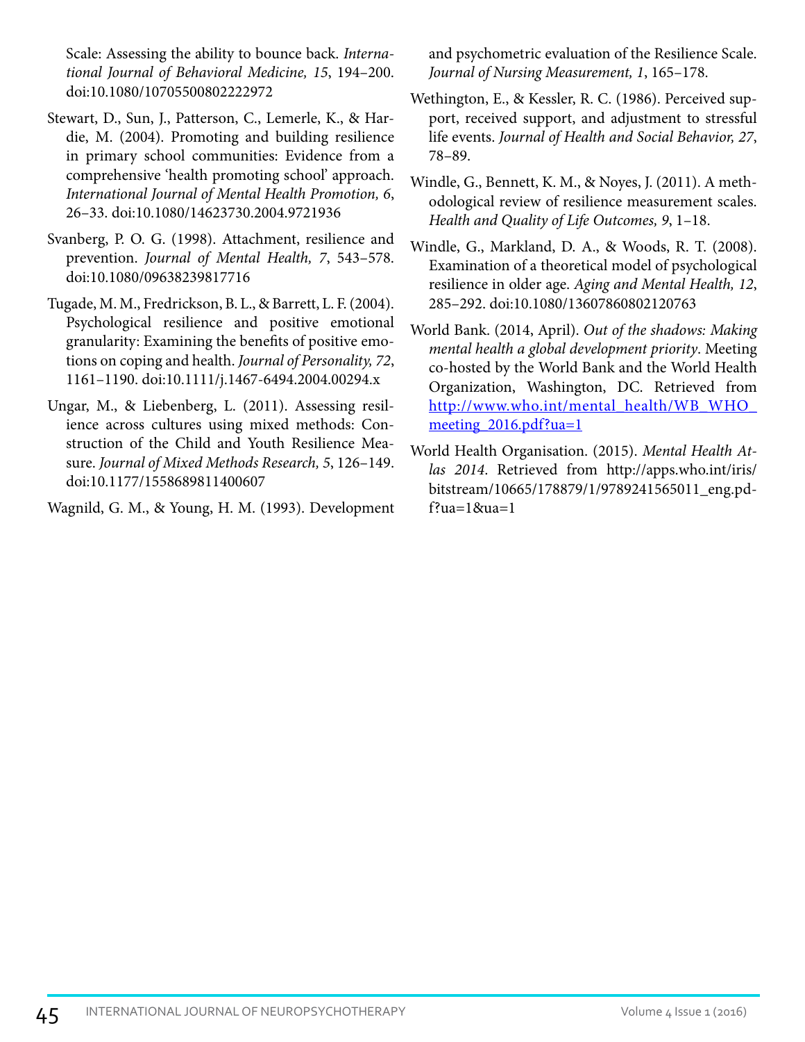Scale: Assessing the ability to bounce back. *International Journal of Behavioral Medicine, 15*, 194–200. doi:10.1080/10705500802222972

Stewart, D., Sun, J., Patterson, C., Lemerle, K., & Hardie, M. (2004). Promoting and building resilience in primary school communities: Evidence from a comprehensive 'health promoting school' approach. *International Journal of Mental Health Promotion, 6*, 26–33. doi:10.1080/14623730.2004.9721936

Svanberg, P. O. G. (1998). Attachment, resilience and prevention. *Journal of Mental Health, 7*, 543–578. doi:10.1080/09638239817716

Tugade, M. M., Fredrickson, B. L., & Barrett, L. F. (2004). Psychological resilience and positive emotional granularity: Examining the benefits of positive emotions on coping and health. *Journal of Personality, 72*, 1161–1190. doi:10.1111/j.1467-6494.2004.00294.x

Ungar, M., & Liebenberg, L. (2011). Assessing resilience across cultures using mixed methods: Construction of the Child and Youth Resilience Measure. *Journal of Mixed Methods Research, 5*, 126–149. doi:10.1177/1558689811400607

Wagnild, G. M., & Young, H. M. (1993). Development and psychometric evaluation of the Resilience Scale. *Journal of Nursing Measurement, 1*, 165–178.

Wethington, E., & Kessler, R. C. (1986). Perceived support, received support, and adjustment to stressful life events. *Journal of Health and Social Behavior, 27*, 78–89.

Windle, G., Bennett, K. M., & Noyes, J. (2011). A methodological review of resilience measurement scales. *Health and Quality of Life Outcomes, 9*, 1–18.

Windle, G., Markland, D. A., & Woods, R. T. (2008). Examination of a theoretical model of psychological resilience in older age. *Aging and Mental Health, 12*, 285–292. doi:10.1080/13607860802120763

World Bank. (2014, April). *Out of the shadows: Making mental health a global development priority*. Meeting co-hosted by the World Bank and the World Health Organization, Washington, DC. Retrieved from http://www.who.int/mental_health/WB_WHO_meeting_2016.pdf?ua=1

World Health Organisation. (2015). *Mental Health Atlas 2014*. Retrieved from http://apps.who.int/iris/bitstream/10665/178879/1/9789241565011_eng.pdf?ua=1&ua=1